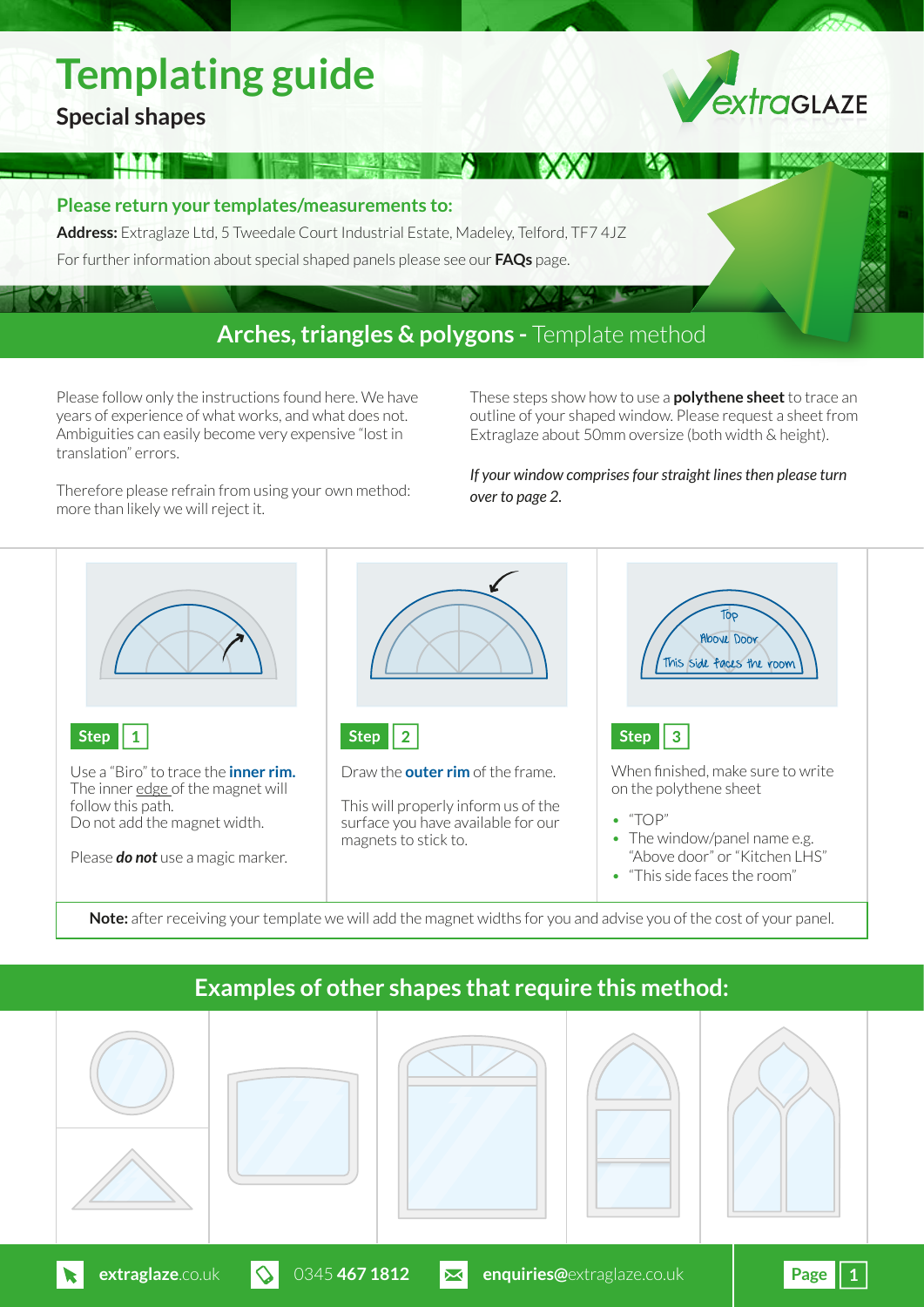# Templating guide

## Special shapes

**Please return your templates/measurements to:**

**Address:** Extraglaze Ltd, 5 Tweedale Court Industrial Estate, Madeley, Telford, TF7 4JZ

For further information about special shaped panels please see our **FAQs** page.

## Arches, triangles & polygons - Template method

Please follow only the instructions found here. We have years of experience of what works, and what does not. Ambiguities can easily become very expensive "lost in translation" errors.

Therefore please refrain from using your own method: more than likely we will reject it.

These steps show how to use a **polythene sheet** to trace an outline of your shaped window. Please request a sheet from Extraglaze about 50mm oversize (both width & height).

*If your window comprises four straight lines then please turn over to page 2.*

### Step 1

Use a "Biro" to trace the **inner rim.** The inner edge of the magnet will follow this path.
Do not add the magnet width.

Please ***do not*** use a magic marker.

### Step 2

Draw the **outer rim** of the frame.

This will properly inform us of the surface you have available for our magnets to stick to.

### Step 3

When finished, make sure to write on the polythene sheet

- "TOP"
- The window/panel name e.g. "Above door" or "Kitchen LHS"
- "This side faces the room"

**Note:** after receiving your template we will add the magnet widths for you and advise you of the cost of your panel.

## Examples of other shapes that require this method:

**extraglaze**.co.uk | 0345 **467 1812** | **enquiries@**extraglaze.co.uk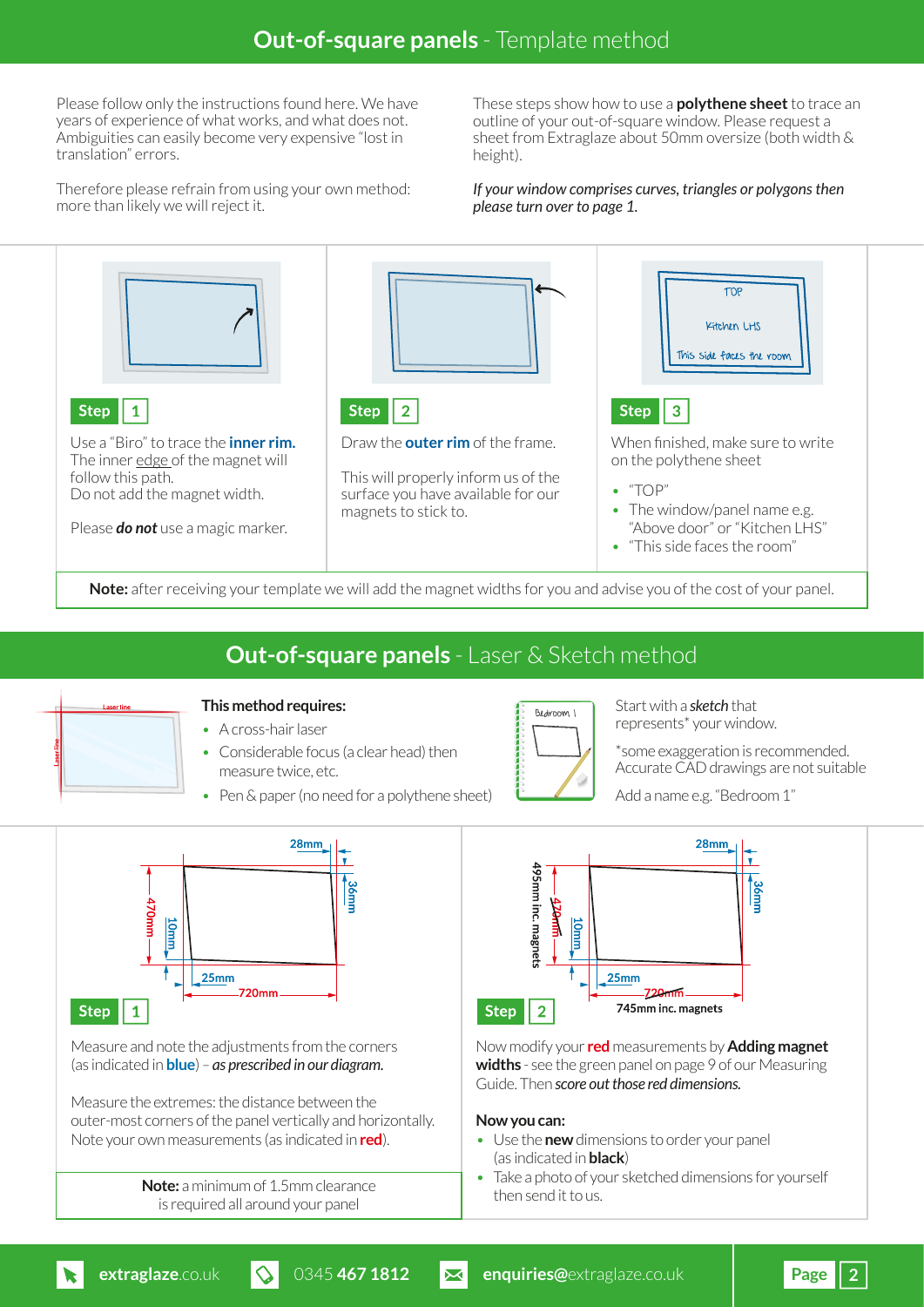# Out-of-square panels - Template method

Please follow only the instructions found here. We have years of experience of what works, and what does not. Ambiguities can easily become very expensive "lost in translation" errors.

Therefore please refrain from using your own method: more than likely we will reject it.

These steps show how to use a **polythene sheet** to trace an outline of your out-of-square window. Please request a sheet from Extraglaze about 50mm oversize (both width & height).

*If your window comprises curves, triangles or polygons then please turn over to page 1.*

TOP
Kitchen LHS
This side faces the room

**Step 1**

Use a "Biro" to trace the **inner rim.** The inner edge of the magnet will follow this path.
Do not add the magnet width.

Please ***do not*** use a magic marker.

**Step 2**

Draw the **outer rim** of the frame.

This will properly inform us of the surface you have available for our magnets to stick to.

**Step 3**

When finished, make sure to write on the polythene sheet

- "TOP"
- The window/panel name e.g. "Above door" or "Kitchen LHS"
- "This side faces the room"

**Note:** after receiving your template we will add the magnet widths for you and advise you of the cost of your panel.

# Out-of-square panels - Laser & Sketch method

Laser line

**This method requires:**

- A cross-hair laser
- Considerable focus (a clear head) then measure twice, etc.
- Pen & paper (no need for a polythene sheet)

Bedroom 1

Start with a ***sketch*** that represents* your window.

*some exaggeration is recommended. Accurate CAD drawings are not suitable

Add a name e.g. "Bedroom 1"

28mm
36mm
470mm
10mm
25mm
720mm

**Step 1**

Measure and note the adjustments from the corners (as indicated in **blue**) – *as prescribed in our diagram.*

Measure the extremes: the distance between the outer-most corners of the panel vertically and horizontally. Note your own measurements (as indicated in **red**).

**Note:** a minimum of 1.5mm clearance is required all around your panel

28mm
36mm
495mm inc. magnets
~~470mm~~
10mm
25mm
~~720mm~~
745mm inc. magnets

**Step 2**

Now modify your **red** measurements by **Adding magnet widths** - see the green panel on page 9 of our Measuring Guide. Then ***score out those red dimensions.***

**Now you can:**

- Use the **new** dimensions to order your panel (as indicated in **black**)
- Take a photo of your sketched dimensions for yourself then send it to us.

**extraglaze**.co.uk | 0345 **467 1812** | **enquiries@**extraglaze.co.uk